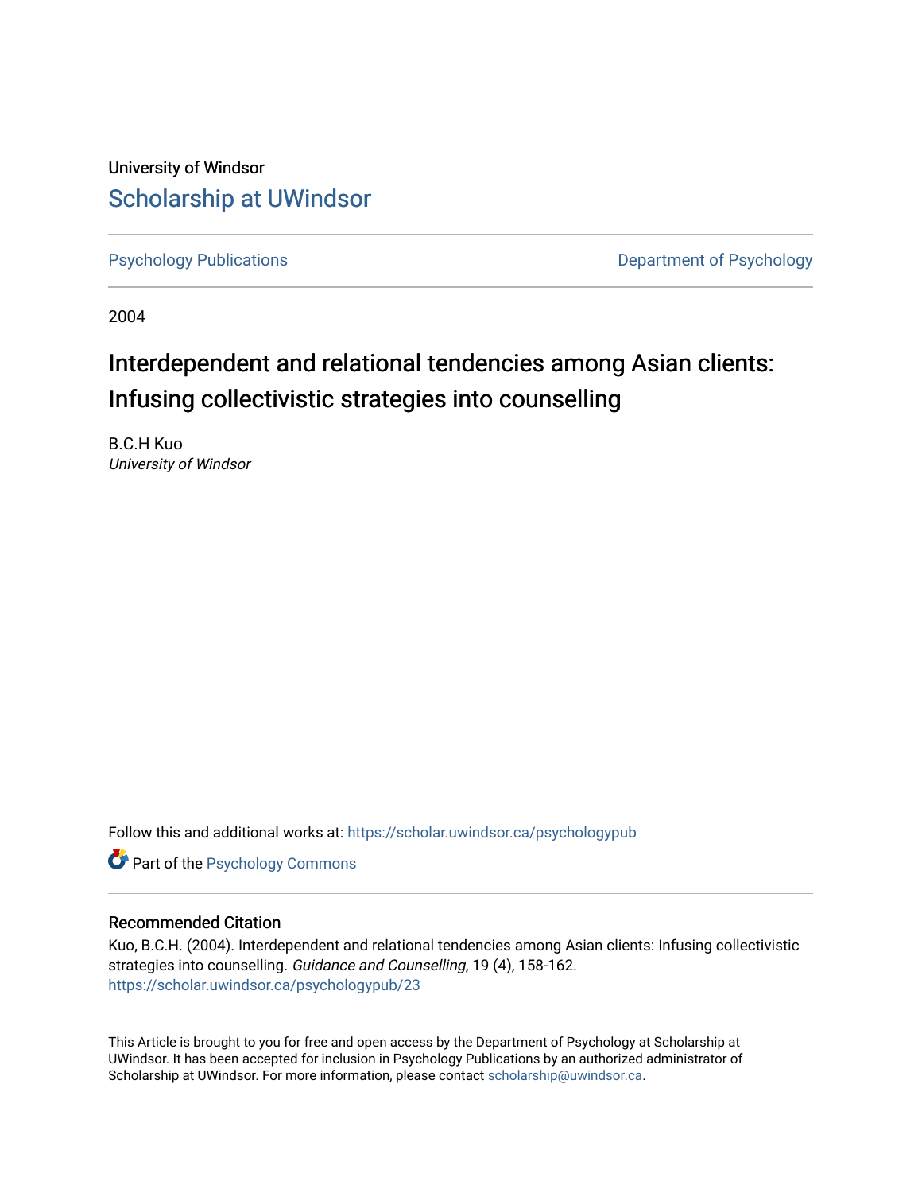University of Windsor

# Scholarship at UWindsor

Psychology Publications | Department of Psychology

2004

## Interdependent and relational tendencies among Asian clients: Infusing collectivistic strategies into counselling

B.C.H Kuo
*University of Windsor*

Follow this and additional works at: https://scholar.uwindsor.ca/psychologypub

Part of the Psychology Commons

### Recommended Citation

Kuo, B.C.H. (2004). Interdependent and relational tendencies among Asian clients: Infusing collectivistic strategies into counselling. *Guidance and Counselling*, 19 (4), 158-162.
https://scholar.uwindsor.ca/psychologypub/23

This Article is brought to you for free and open access by the Department of Psychology at Scholarship at UWindsor. It has been accepted for inclusion in Psychology Publications by an authorized administrator of Scholarship at UWindsor. For more information, please contact scholarship@uwindsor.ca.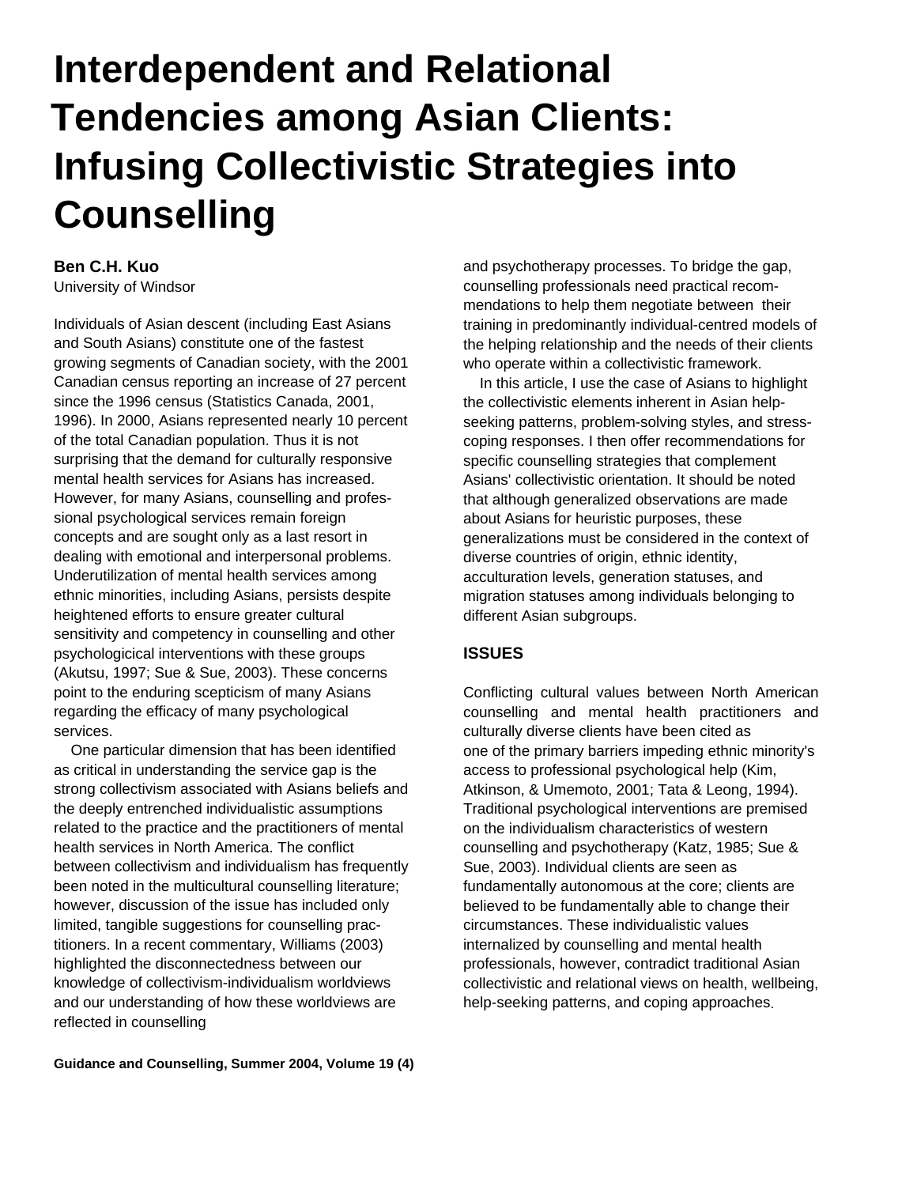# Interdependent and Relational Tendencies among Asian Clients: Infusing Collectivistic Strategies into Counselling

**Ben C.H. Kuo**
University of Windsor

Individuals of Asian descent (including East Asians and South Asians) constitute one of the fastest growing segments of Canadian society, with the 2001 Canadian census reporting an increase of 27 percent since the 1996 census (Statistics Canada, 2001, 1996). In 2000, Asians represented nearly 10 percent of the total Canadian population. Thus it is not surprising that the demand for culturally responsive mental health services for Asians has increased. However, for many Asians, counselling and professional psychological services remain foreign concepts and are sought only as a last resort in dealing with emotional and interpersonal problems. Underutilization of mental health services among ethnic minorities, including Asians, persists despite heightened efforts to ensure greater cultural sensitivity and competency in counselling and other psychologicical interventions with these groups (Akutsu, 1997; Sue & Sue, 2003). These concerns point to the enduring scepticism of many Asians regarding the efficacy of many psychological services.

One particular dimension that has been identified as critical in understanding the service gap is the strong collectivism associated with Asians beliefs and the deeply entrenched individualistic assumptions related to the practice and the practitioners of mental health services in North America. The conflict between collectivism and individualism has frequently been noted in the multicultural counselling literature; however, discussion of the issue has included only limited, tangible suggestions for counselling practitioners. In a recent commentary, Williams (2003) highlighted the disconnectedness between our knowledge of collectivism-individualism worldviews and our understanding of how these worldviews are reflected in counselling and psychotherapy processes. To bridge the gap, counselling professionals need practical recommendations to help them negotiate between their training in predominantly individual-centred models of the helping relationship and the needs of their clients who operate within a collectivistic framework.

In this article, I use the case of Asians to highlight the collectivistic elements inherent in Asian help-seeking patterns, problem-solving styles, and stress-coping responses. I then offer recommendations for specific counselling strategies that complement Asians' collectivistic orientation. It should be noted that although generalized observations are made about Asians for heuristic purposes, these generalizations must be considered in the context of diverse countries of origin, ethnic identity, acculturation levels, generation statuses, and migration statuses among individuals belonging to different Asian subgroups.

## ISSUES

Conflicting cultural values between North American counselling and mental health practitioners and culturally diverse clients have been cited as one of the primary barriers impeding ethnic minority's access to professional psychological help (Kim, Atkinson, & Umemoto, 2001; Tata & Leong, 1994). Traditional psychological interventions are premised on the individualism characteristics of western counselling and psychotherapy (Katz, 1985; Sue & Sue, 2003). Individual clients are seen as fundamentally autonomous at the core; clients are believed to be fundamentally able to change their circumstances. These individualistic values internalized by counselling and mental health professionals, however, contradict traditional Asian collectivistic and relational views on health, wellbeing, help-seeking patterns, and coping approaches.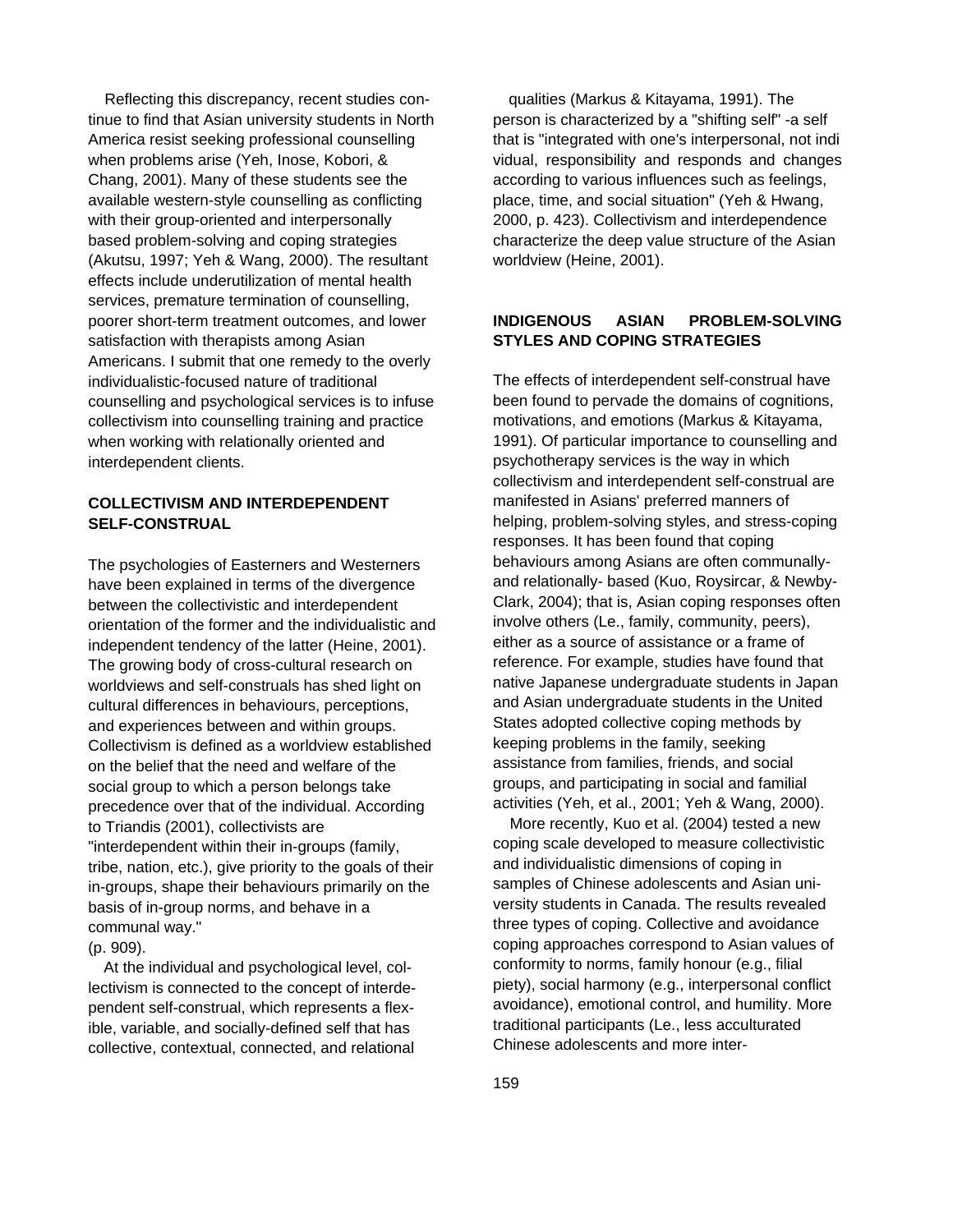Reflecting this discrepancy, recent studies continue to find that Asian university students in North America resist seeking professional counselling when problems arise (Yeh, Inose, Kobori, & Chang, 2001). Many of these students see the available western-style counselling as conflicting with their group-oriented and interpersonally based problem-solving and coping strategies (Akutsu, 1997; Yeh & Wang, 2000). The resultant effects include underutilization of mental health services, premature termination of counselling, poorer short-term treatment outcomes, and lower satisfaction with therapists among Asian Americans. I submit that one remedy to the overly individualistic-focused nature of traditional counselling and psychological services is to infuse collectivism into counselling training and practice when working with relationally oriented and interdependent clients.

## COLLECTIVISM AND INTERDEPENDENT SELF-CONSTRUAL

The psychologies of Easterners and Westerners have been explained in terms of the divergence between the collectivistic and interdependent orientation of the former and the individualistic and independent tendency of the latter (Heine, 2001). The growing body of cross-cultural research on worldviews and self-construals has shed light on cultural differences in behaviours, perceptions, and experiences between and within groups. Collectivism is defined as a worldview established on the belief that the need and welfare of the social group to which a person belongs take precedence over that of the individual. According to Triandis (2001), collectivists are "interdependent within their in-groups (family, tribe, nation, etc.), give priority to the goals of their in-groups, shape their behaviours primarily on the basis of in-group norms, and behave in a communal way." (p. 909).

At the individual and psychological level, collectivism is connected to the concept of interdependent self-construal, which represents a flexible, variable, and socially-defined self that has collective, contextual, connected, and relational qualities (Markus & Kitayama, 1991). The person is characterized by a "shifting self" -a self that is "integrated with one's interpersonal, not indi vidual, responsibility and responds and changes according to various influences such as feelings, place, time, and social situation" (Yeh & Hwang, 2000, p. 423). Collectivism and interdependence characterize the deep value structure of the Asian worldview (Heine, 2001).

## INDIGENOUS ASIAN PROBLEM-SOLVING STYLES AND COPING STRATEGIES

The effects of interdependent self-construal have been found to pervade the domains of cognitions, motivations, and emotions (Markus & Kitayama, 1991). Of particular importance to counselling and psychotherapy services is the way in which collectivism and interdependent self-construal are manifested in Asians' preferred manners of helping, problem-solving styles, and stress-coping responses. It has been found that coping behaviours among Asians are often communally- and relationally- based (Kuo, Roysircar, & Newby-Clark, 2004); that is, Asian coping responses often involve others (Le., family, community, peers), either as a source of assistance or a frame of reference. For example, studies have found that native Japanese undergraduate students in Japan and Asian undergraduate students in the United States adopted collective coping methods by keeping problems in the family, seeking assistance from families, friends, and social groups, and participating in social and familial activities (Yeh, et al., 2001; Yeh & Wang, 2000).

More recently, Kuo et al. (2004) tested a new coping scale developed to measure collectivistic and individualistic dimensions of coping in samples of Chinese adolescents and Asian university students in Canada. The results revealed three types of coping. Collective and avoidance coping approaches correspond to Asian values of conformity to norms, family honour (e.g., filial piety), social harmony (e.g., interpersonal conflict avoidance), emotional control, and humility. More traditional participants (Le., less acculturated Chinese adolescents and more inter-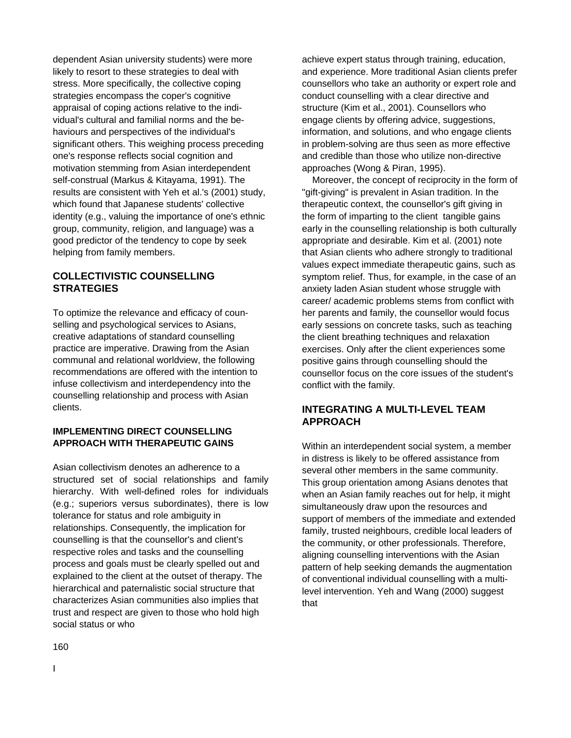dependent Asian university students) were more likely to resort to these strategies to deal with stress. More specifically, the collective coping strategies encompass the coper's cognitive appraisal of coping actions relative to the individual's cultural and familial norms and the behaviours and perspectives of the individual's significant others. This weighing process preceding one's response reflects social cognition and motivation stemming from Asian interdependent self-construal (Markus & Kitayama, 1991). The results are consistent with Yeh et al.'s (2001) study, which found that Japanese students' collective identity (e.g., valuing the importance of one's ethnic group, community, religion, and language) was a good predictor of the tendency to cope by seek helping from family members.

## COLLECTIVISTIC COUNSELLING STRATEGIES

To optimize the relevance and efficacy of counselling and psychological services to Asians, creative adaptations of standard counselling practice are imperative. Drawing from the Asian communal and relational worldview, the following recommendations are offered with the intention to infuse collectivism and interdependency into the counselling relationship and process with Asian clients.

### IMPLEMENTING DIRECT COUNSELLING APPROACH WITH THERAPEUTIC GAINS

Asian collectivism denotes an adherence to a structured set of social relationships and family hierarchy. With well-defined roles for individuals (e.g.; superiors versus subordinates), there is low tolerance for status and role ambiguity in relationships. Consequently, the implication for counselling is that the counsellor's and client's respective roles and tasks and the counselling process and goals must be clearly spelled out and explained to the client at the outset of therapy. The hierarchical and paternalistic social structure that characterizes Asian communities also implies that trust and respect are given to those who hold high social status or who achieve expert status through training, education, and experience. More traditional Asian clients prefer counsellors who take an authority or expert role and conduct counselling with a clear directive and structure (Kim et al., 2001). Counsellors who engage clients by offering advice, suggestions, information, and solutions, and who engage clients in problem-solving are thus seen as more effective and credible than those who utilize non-directive approaches (Wong & Piran, 1995).

Moreover, the concept of reciprocity in the form of "gift-giving" is prevalent in Asian tradition. In the therapeutic context, the counsellor's gift giving in the form of imparting to the client tangible gains early in the counselling relationship is both culturally appropriate and desirable. Kim et al. (2001) note that Asian clients who adhere strongly to traditional values expect immediate therapeutic gains, such as symptom relief. Thus, for example, in the case of an anxiety laden Asian student whose struggle with career/ academic problems stems from conflict with her parents and family, the counsellor would focus early sessions on concrete tasks, such as teaching the client breathing techniques and relaxation exercises. Only after the client experiences some positive gains through counselling should the counsellor focus on the core issues of the student's conflict with the family.

## INTEGRATING A MULTI-LEVEL TEAM APPROACH

Within an interdependent social system, a member in distress is likely to be offered assistance from several other members in the same community. This group orientation among Asians denotes that when an Asian family reaches out for help, it might simultaneously draw upon the resources and support of members of the immediate and extended family, trusted neighbours, credible local leaders of the community, or other professionals. Therefore, aligning counselling interventions with the Asian pattern of help seeking demands the augmentation of conventional individual counselling with a multi-level intervention. Yeh and Wang (2000) suggest that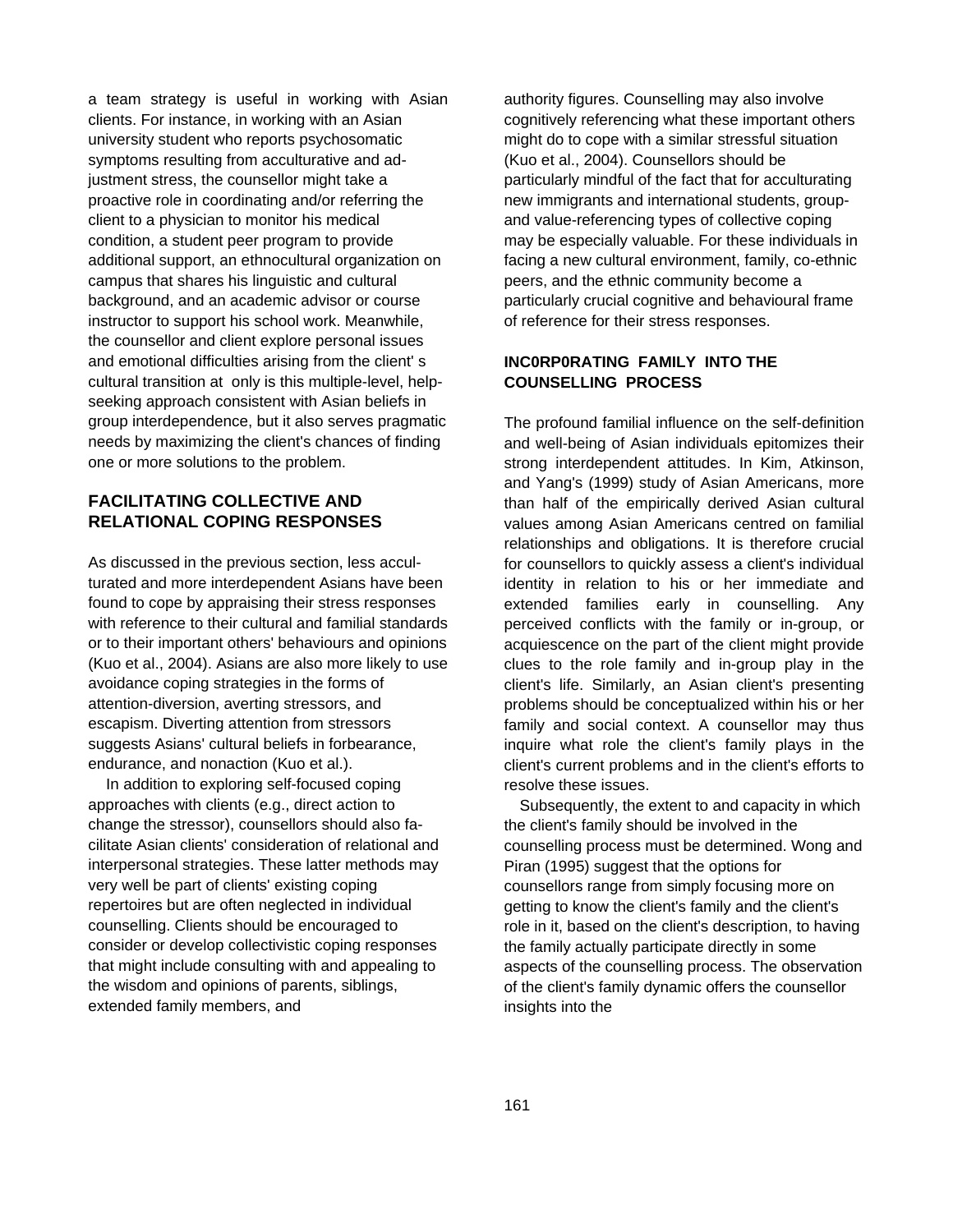a team strategy is useful in working with Asian clients. For instance, in working with an Asian university student who reports psychosomatic symptoms resulting from acculturative and adjustment stress, the counsellor might take a proactive role in coordinating and/or referring the client to a physician to monitor his medical condition, a student peer program to provide additional support, an ethnocultural organization on campus that shares his linguistic and cultural background, and an academic advisor or course instructor to support his school work. Meanwhile, the counsellor and client explore personal issues and emotional difficulties arising from the client' s cultural transition at only is this multiple-level, help-seeking approach consistent with Asian beliefs in group interdependence, but it also serves pragmatic needs by maximizing the client's chances of finding one or more solutions to the problem.

## FACILITATING COLLECTIVE AND RELATIONAL COPING RESPONSES

As discussed in the previous section, less acculturated and more interdependent Asians have been found to cope by appraising their stress responses with reference to their cultural and familial standards or to their important others' behaviours and opinions (Kuo et al., 2004). Asians are also more likely to use avoidance coping strategies in the forms of attention-diversion, averting stressors, and escapism. Diverting attention from stressors suggests Asians' cultural beliefs in forbearance, endurance, and nonaction (Kuo et al.).

In addition to exploring self-focused coping approaches with clients (e.g., direct action to change the stressor), counsellors should also facilitate Asian clients' consideration of relational and interpersonal strategies. These latter methods may very well be part of clients' existing coping repertoires but are often neglected in individual counselling. Clients should be encouraged to consider or develop collectivistic coping responses that might include consulting with and appealing to the wisdom and opinions of parents, siblings, extended family members, and authority figures. Counselling may also involve cognitively referencing what these important others might do to cope with a similar stressful situation (Kuo et al., 2004). Counsellors should be particularly mindful of the fact that for acculturating new immigrants and international students, group- and value-referencing types of collective coping may be especially valuable. For these individuals in facing a new cultural environment, family, co-ethnic peers, and the ethnic community become a particularly crucial cognitive and behavioural frame of reference for their stress responses.

## INC0RP0RATING FAMILY INTO THE COUNSELLING PROCESS

The profound familial influence on the self-definition and well-being of Asian individuals epitomizes their strong interdependent attitudes. In Kim, Atkinson, and Yang's (1999) study of Asian Americans, more than half of the empirically derived Asian cultural values among Asian Americans centred on familial relationships and obligations. It is therefore crucial for counsellors to quickly assess a client's individual identity in relation to his or her immediate and extended families early in counselling. Any perceived conflicts with the family or in-group, or acquiescence on the part of the client might provide clues to the role family and in-group play in the client's life. Similarly, an Asian client's presenting problems should be conceptualized within his or her family and social context. A counsellor may thus inquire what role the client's family plays in the client's current problems and in the client's efforts to resolve these issues.

Subsequently, the extent to and capacity in which the client's family should be involved in the counselling process must be determined. Wong and Piran (1995) suggest that the options for counsellors range from simply focusing more on getting to know the client's family and the client's role in it, based on the client's description, to having the family actually participate directly in some aspects of the counselling process. The observation of the client's family dynamic offers the counsellor insights into the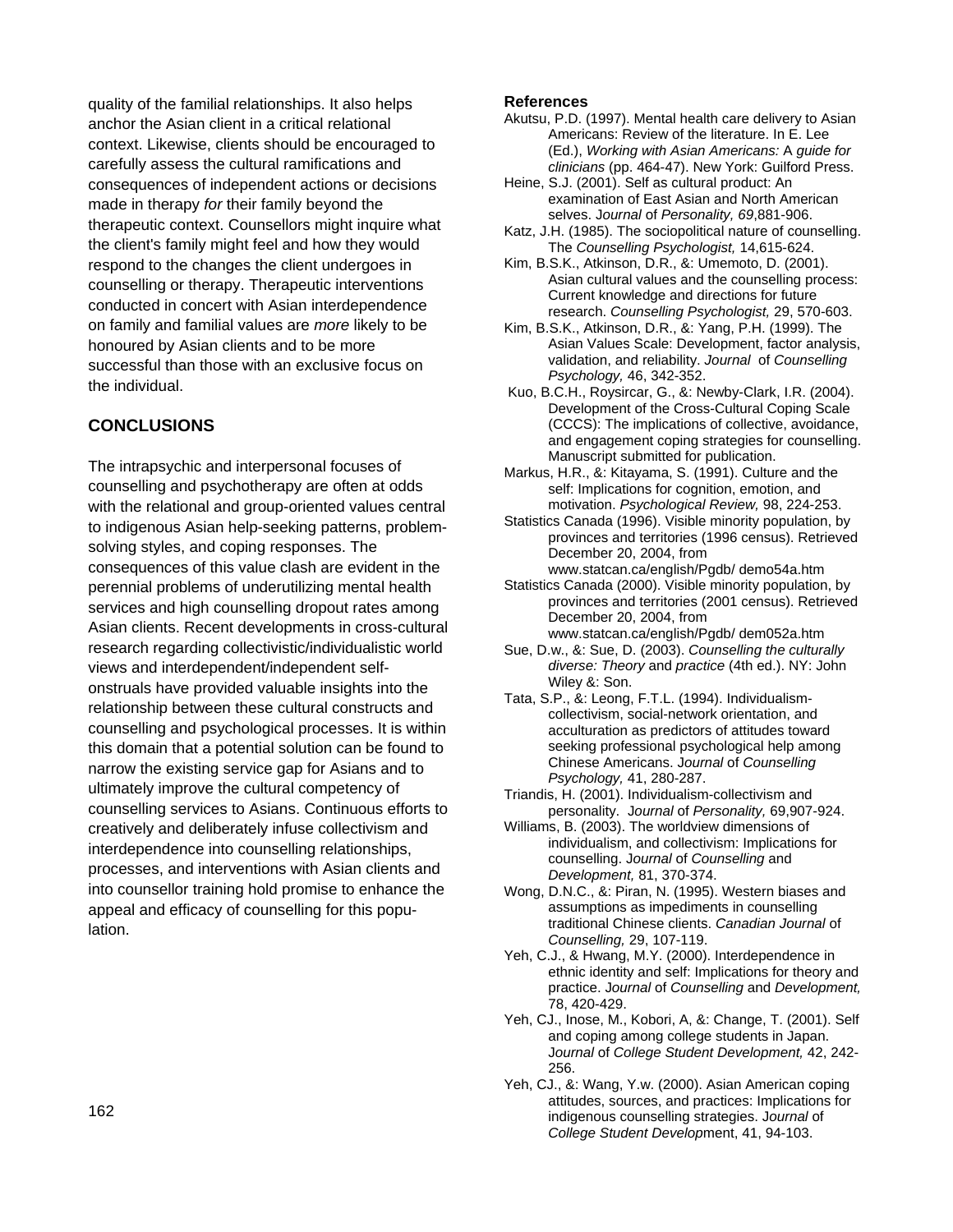quality of the familial relationships. It also helps anchor the Asian client in a critical relational context. Likewise, clients should be encouraged to carefully assess the cultural ramifications and consequences of independent actions or decisions made in therapy *for* their family beyond the therapeutic context. Counsellors might inquire what the client's family might feel and how they would respond to the changes the client undergoes in counselling or therapy. Therapeutic interventions conducted in concert with Asian interdependence on family and familial values are *more* likely to be honoured by Asian clients and to be more successful than those with an exclusive focus on the individual.

## CONCLUSIONS

The intrapsychic and interpersonal focuses of counselling and psychotherapy are often at odds with the relational and group-oriented values central to indigenous Asian help-seeking patterns, problem-solving styles, and coping responses. The consequences of this value clash are evident in the perennial problems of underutilizing mental health services and high counselling dropout rates among Asian clients. Recent developments in cross-cultural research regarding collectivistic/individualistic world views and interdependent/independent self-onstruals have provided valuable insights into the relationship between these cultural constructs and counselling and psychological processes. It is within this domain that a potential solution can be found to narrow the existing service gap for Asians and to ultimately improve the cultural competency of counselling services to Asians. Continuous efforts to creatively and deliberately infuse collectivism and interdependence into counselling relationships, processes, and interventions with Asian clients and into counsellor training hold promise to enhance the appeal and efficacy of counselling for this population.

**References**

Akutsu, P.D. (1997). Mental health care delivery to Asian Americans: Review of the literature. In E. Lee (Ed.), *Working with Asian Americans:* A *guide for clinicians* (pp. 464-47). New York: Guilford Press.

Heine, S.J. (2001). Self as cultural product: An examination of East Asian and North American selves. J*ournal* of *Personality, 69*,881-906.

Katz, J.H. (1985). The sociopolitical nature of counselling. The *Counselling Psychologist,* 14,615-624.

Kim, B.S.K., Atkinson, D.R., &: Umemoto, D. (2001). Asian cultural values and the counselling process: Current knowledge and directions for future research. *Counselling Psychologist,* 29, 570-603.

Kim, B.S.K., Atkinson, D.R., &: Yang, P.H. (1999). The Asian Values Scale: Development, factor analysis, validation, and reliability. *Journal* of *Counselling Psychology,* 46, 342-352.

Kuo, B.C.H., Roysircar, G., &: Newby-Clark, I.R. (2004). Development of the Cross-Cultural Coping Scale (CCCS): The implications of collective, avoidance, and engagement coping strategies for counselling. Manuscript submitted for publication.

Markus, H.R., &: Kitayama, S. (1991). Culture and the self: Implications for cognition, emotion, and motivation. *Psychological Review,* 98, 224-253.

Statistics Canada (1996). Visible minority population, by provinces and territories (1996 census). Retrieved December 20, 2004, from www.statcan.ca/english/Pgdb/ demo54a.htm

Statistics Canada (2000). Visible minority population, by provinces and territories (2001 census). Retrieved December 20, 2004, from www.statcan.ca/english/Pgdb/ dem052a.htm

Sue, D.w., &: Sue, D. (2003). *Counselling the culturally diverse: Theory* and *practice* (4th ed.). NY: John Wiley &: Son.

Tata, S.P., &: Leong, F.T.L. (1994). Individualism-collectivism, social-network orientation, and acculturation as predictors of attitudes toward seeking professional psychological help among Chinese Americans. J*ournal* of *Counselling Psychology,* 41, 280-287.

Triandis, H. (2001). Individualism-collectivism and personality. *Journal* of *Personality,* 69,907-924.

Williams, B. (2003). The worldview dimensions of individualism, and collectivism: Implications for counselling. J*ournal* of *Counselling* and *Development,* 81, 370-374.

Wong, D.N.C., &: Piran, N. (1995). Western biases and assumptions as impediments in counselling traditional Chinese clients. *Canadian Journal* of *Counselling,* 29, 107-119.

Yeh, C.J., & Hwang, M.Y. (2000). Interdependence in ethnic identity and self: Implications for theory and practice. J*ournal* of *Counselling* and *Development,* 78, 420-429.

Yeh, CJ., Inose, M., Kobori, A, &: Change, T. (2001). Self and coping among college students in Japan. J*ournal* of *College Student Development,* 42, 242-256.

Yeh, CJ., &: Wang, Y.w. (2000). Asian American coping attitudes, sources, and practices: Implications for indigenous counselling strategies. J*ournal* of *College Student Develop*ment, 41, 94-103.